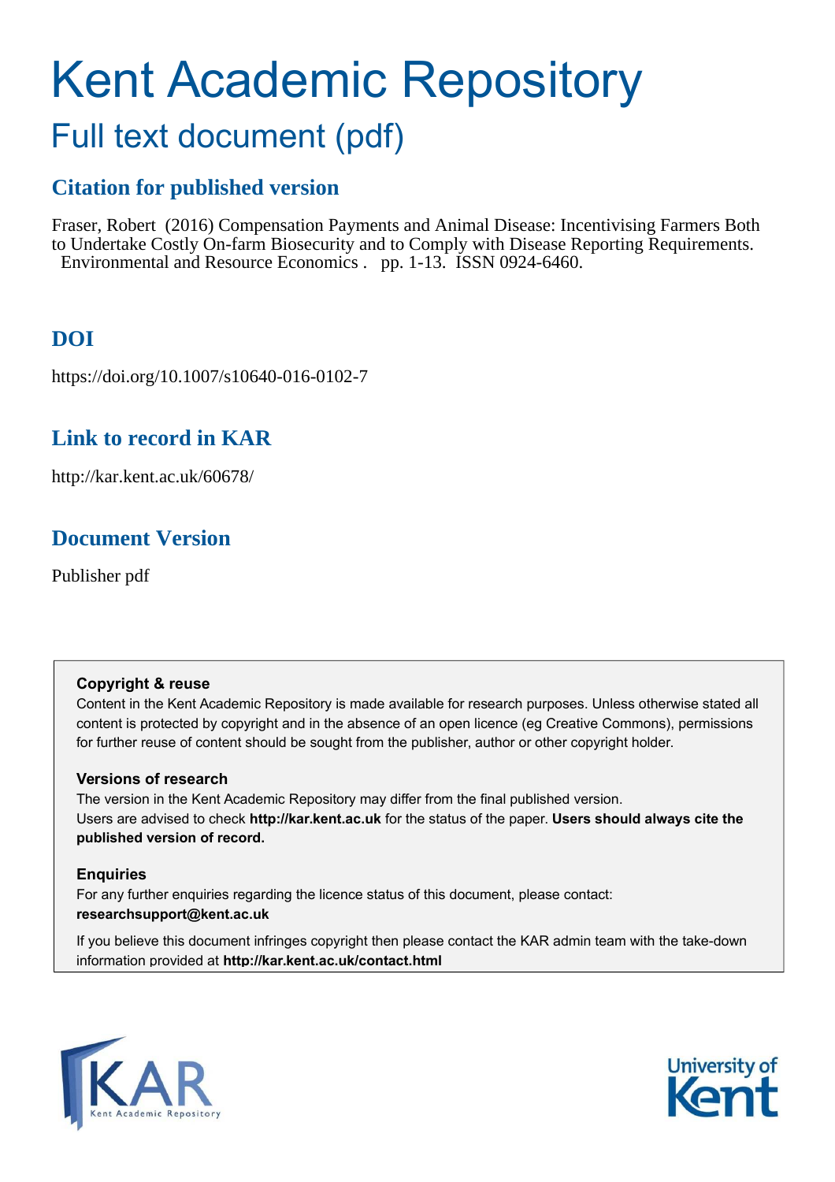# Kent Academic Repository

## Full text document (pdf)

### Citation for published version

Fraser, Robert (2016) Compensation Payments and Animal Disease: Incentivising Farmers Both to Undertake Costly On-farm Biosecurity and to Comply with Disease Reporting Requirements. Environmental and Resource Economics . pp. 1-13. ISSN 0924-6460.

### DOI

https://doi.org/10.1007/s10640-016-0102-7

### Link to record in KAR

http://kar.kent.ac.uk/60678/

### Document Version

Publisher pdf

**Copyright & reuse**

Content in the Kent Academic Repository is made available for research purposes. Unless otherwise stated all content is protected by copyright and in the absence of an open licence (eg Creative Commons), permissions for further reuse of content should be sought from the publisher, author or other copyright holder.

**Versions of research**

The version in the Kent Academic Repository may differ from the final published version. Users are advised to check **http://kar.kent.ac.uk** for the status of the paper. **Users should always cite the published version of record.**

**Enquiries**

For any further enquiries regarding the licence status of this document, please contact: **researchsupport@kent.ac.uk**

If you believe this document infringes copyright then please contact the KAR admin team with the take-down information provided at **http://kar.kent.ac.uk/contact.html**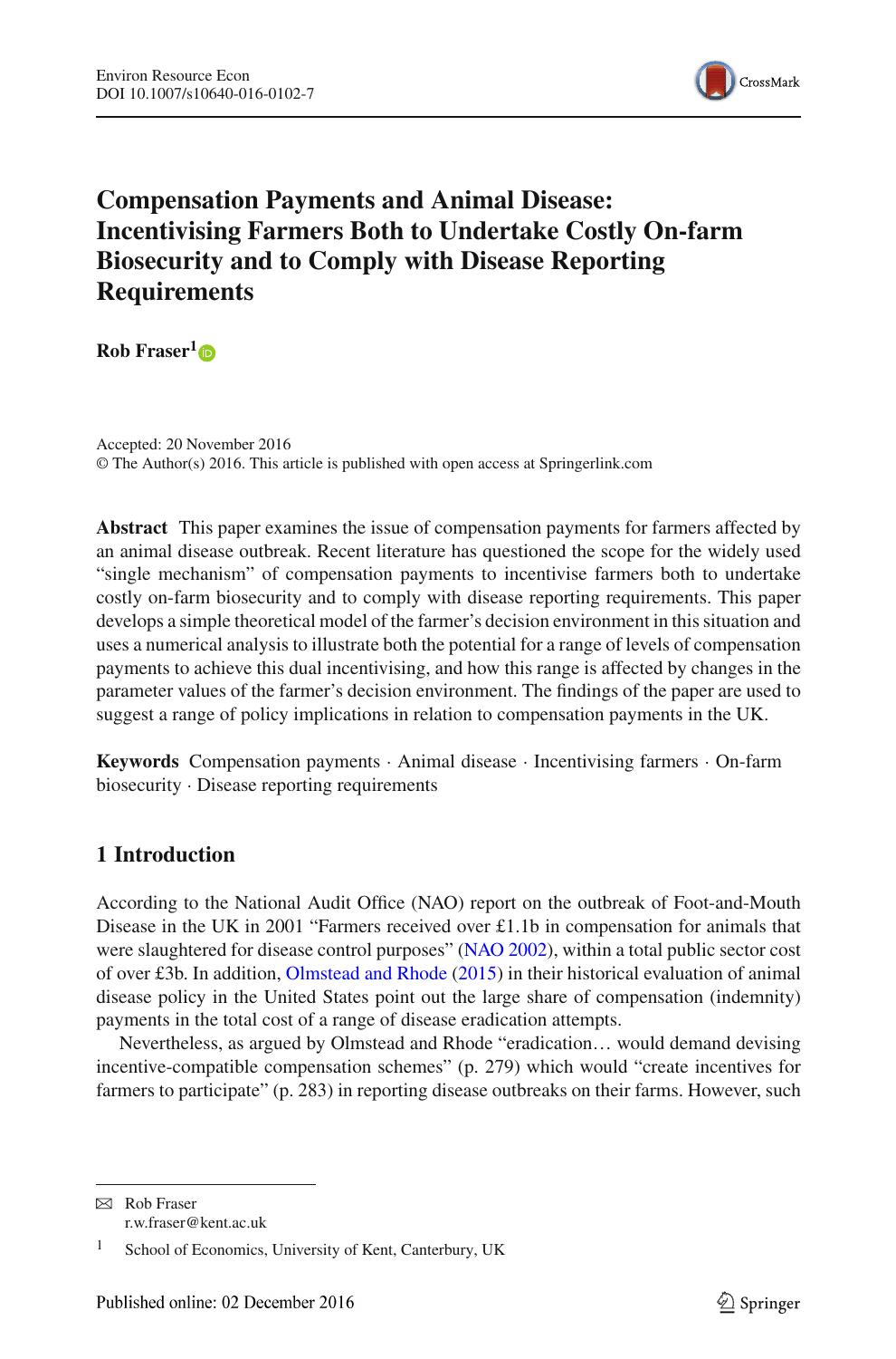# Compensation Payments and Animal Disease: Incentivising Farmers Both to Undertake Costly On-farm Biosecurity and to Comply with Disease Reporting Requirements

**Rob Fraser**[1]

Accepted: 20 November 2016
© The Author(s) 2016. This article is published with open access at Springerlink.com

**Abstract** This paper examines the issue of compensation payments for farmers affected by an animal disease outbreak. Recent literature has questioned the scope for the widely used "single mechanism" of compensation payments to incentivise farmers both to undertake costly on-farm biosecurity and to comply with disease reporting requirements. This paper develops a simple theoretical model of the farmer's decision environment in this situation and uses a numerical analysis to illustrate both the potential for a range of levels of compensation payments to achieve this dual incentivising, and how this range is affected by changes in the parameter values of the farmer's decision environment. The findings of the paper are used to suggest a range of policy implications in relation to compensation payments in the UK.

**Keywords** Compensation payments · Animal disease · Incentivising farmers · On-farm biosecurity · Disease reporting requirements

## 1 Introduction

According to the National Audit Office (NAO) report on the outbreak of Foot-and-Mouth Disease in the UK in 2001 "Farmers received over £1.1b in compensation for animals that were slaughtered for disease control purposes" (NAO 2002), within a total public sector cost of over £3b. In addition, Olmstead and Rhode (2015) in their historical evaluation of animal disease policy in the United States point out the large share of compensation (indemnity) payments in the total cost of a range of disease eradication attempts.

Nevertheless, as argued by Olmstead and Rhode "eradication… would demand devising incentive-compatible compensation schemes" (p. 279) which would "create incentives for farmers to participate" (p. 283) in reporting disease outbreaks on their farms. However, such

---

✉ Rob Fraser
r.w.fraser@kent.ac.uk

[1] School of Economics, University of Kent, Canterbury, UK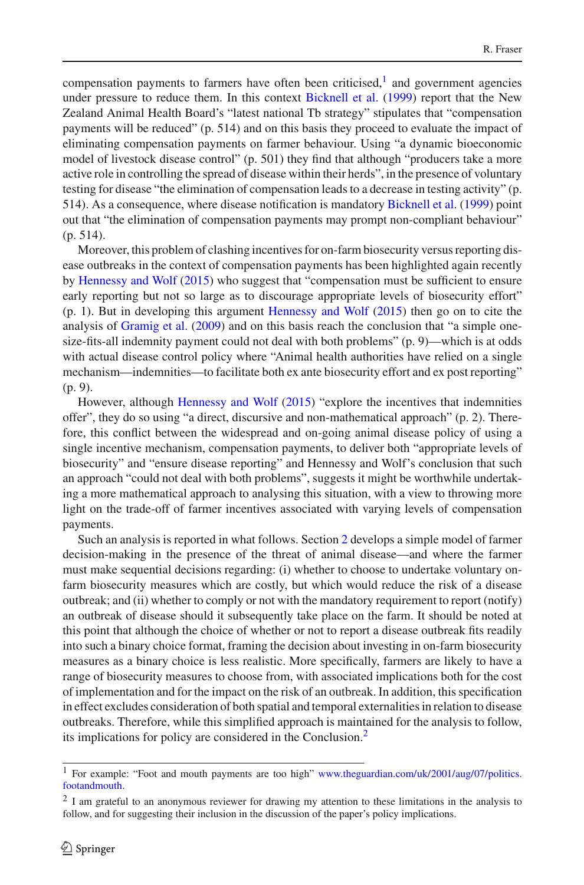compensation payments to farmers have often been criticised,[1] and government agencies under pressure to reduce them. In this context Bicknell et al. (1999) report that the New Zealand Animal Health Board's "latest national Tb strategy" stipulates that "compensation payments will be reduced" (p. 514) and on this basis they proceed to evaluate the impact of eliminating compensation payments on farmer behaviour. Using "a dynamic bioeconomic model of livestock disease control" (p. 501) they find that although "producers take a more active role in controlling the spread of disease within their herds", in the presence of voluntary testing for disease "the elimination of compensation leads to a decrease in testing activity" (p. 514). As a consequence, where disease notification is mandatory Bicknell et al. (1999) point out that "the elimination of compensation payments may prompt non-compliant behaviour" (p. 514).

Moreover, this problem of clashing incentives for on-farm biosecurity versus reporting disease outbreaks in the context of compensation payments has been highlighted again recently by Hennessy and Wolf (2015) who suggest that "compensation must be sufficient to ensure early reporting but not so large as to discourage appropriate levels of biosecurity effort" (p. 1). But in developing this argument Hennessy and Wolf (2015) then go on to cite the analysis of Gramig et al. (2009) and on this basis reach the conclusion that "a simple one-size-fits-all indemnity payment could not deal with both problems" (p. 9)—which is at odds with actual disease control policy where "Animal health authorities have relied on a single mechanism—indemnities—to facilitate both ex ante biosecurity effort and ex post reporting" (p. 9).

However, although Hennessy and Wolf (2015) "explore the incentives that indemnities offer", they do so using "a direct, discursive and non-mathematical approach" (p. 2). Therefore, this conflict between the widespread and on-going animal disease policy of using a single incentive mechanism, compensation payments, to deliver both "appropriate levels of biosecurity" and "ensure disease reporting" and Hennessy and Wolf's conclusion that such an approach "could not deal with both problems", suggests it might be worthwhile undertaking a more mathematical approach to analysing this situation, with a view to throwing more light on the trade-off of farmer incentives associated with varying levels of compensation payments.

Such an analysis is reported in what follows. Section 2 develops a simple model of farmer decision-making in the presence of the threat of animal disease—and where the farmer must make sequential decisions regarding: (i) whether to choose to undertake voluntary on-farm biosecurity measures which are costly, but which would reduce the risk of a disease outbreak; and (ii) whether to comply or not with the mandatory requirement to report (notify) an outbreak of disease should it subsequently take place on the farm. It should be noted at this point that although the choice of whether or not to report a disease outbreak fits readily into such a binary choice format, framing the decision about investing in on-farm biosecurity measures as a binary choice is less realistic. More specifically, farmers are likely to have a range of biosecurity measures to choose from, with associated implications both for the cost of implementation and for the impact on the risk of an outbreak. In addition, this specification in effect excludes consideration of both spatial and temporal externalities in relation to disease outbreaks. Therefore, while this simplified approach is maintained for the analysis to follow, its implications for policy are considered in the Conclusion.[2]

---

[1] For example: "Foot and mouth payments are too high" www.theguardian.com/uk/2001/aug/07/politics.footandmouth.

[2] I am grateful to an anonymous reviewer for drawing my attention to these limitations in the analysis to follow, and for suggesting their inclusion in the discussion of the paper's policy implications.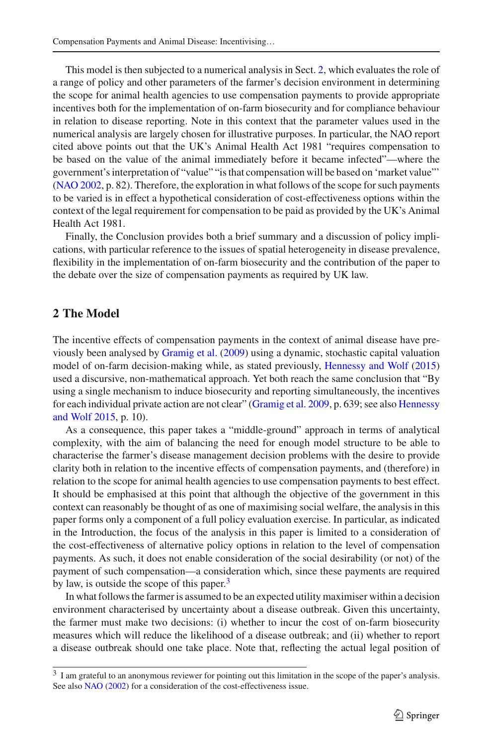This model is then subjected to a numerical analysis in Sect. 2, which evaluates the role of a range of policy and other parameters of the farmer's decision environment in determining the scope for animal health agencies to use compensation payments to provide appropriate incentives both for the implementation of on-farm biosecurity and for compliance behaviour in relation to disease reporting. Note in this context that the parameter values used in the numerical analysis are largely chosen for illustrative purposes. In particular, the NAO report cited above points out that the UK's Animal Health Act 1981 "requires compensation to be based on the value of the animal immediately before it became infected"—where the government's interpretation of "value" "is that compensation will be based on 'market value'" (NAO 2002, p. 82). Therefore, the exploration in what follows of the scope for such payments to be varied is in effect a hypothetical consideration of cost-effectiveness options within the context of the legal requirement for compensation to be paid as provided by the UK's Animal Health Act 1981.

Finally, the Conclusion provides both a brief summary and a discussion of policy implications, with particular reference to the issues of spatial heterogeneity in disease prevalence, flexibility in the implementation of on-farm biosecurity and the contribution of the paper to the debate over the size of compensation payments as required by UK law.

## 2 The Model

The incentive effects of compensation payments in the context of animal disease have previously been analysed by Gramig et al. (2009) using a dynamic, stochastic capital valuation model of on-farm decision-making while, as stated previously, Hennessy and Wolf (2015) used a discursive, non-mathematical approach. Yet both reach the same conclusion that "By using a single mechanism to induce biosecurity and reporting simultaneously, the incentives for each individual private action are not clear" (Gramig et al. 2009, p. 639; see also Hennessy and Wolf 2015, p. 10).

As a consequence, this paper takes a "middle-ground" approach in terms of analytical complexity, with the aim of balancing the need for enough model structure to be able to characterise the farmer's disease management decision problems with the desire to provide clarity both in relation to the incentive effects of compensation payments, and (therefore) in relation to the scope for animal health agencies to use compensation payments to best effect. It should be emphasised at this point that although the objective of the government in this context can reasonably be thought of as one of maximising social welfare, the analysis in this paper forms only a component of a full policy evaluation exercise. In particular, as indicated in the Introduction, the focus of the analysis in this paper is limited to a consideration of the cost-effectiveness of alternative policy options in relation to the level of compensation payments. As such, it does not enable consideration of the social desirability (or not) of the payment of such compensation—a consideration which, since these payments are required by law, is outside the scope of this paper.[3]

In what follows the farmer is assumed to be an expected utility maximiser within a decision environment characterised by uncertainty about a disease outbreak. Given this uncertainty, the farmer must make two decisions: (i) whether to incur the cost of on-farm biosecurity measures which will reduce the likelihood of a disease outbreak; and (ii) whether to report a disease outbreak should one take place. Note that, reflecting the actual legal position of

[3] I am grateful to an anonymous reviewer for pointing out this limitation in the scope of the paper's analysis. See also NAO (2002) for a consideration of the cost-effectiveness issue.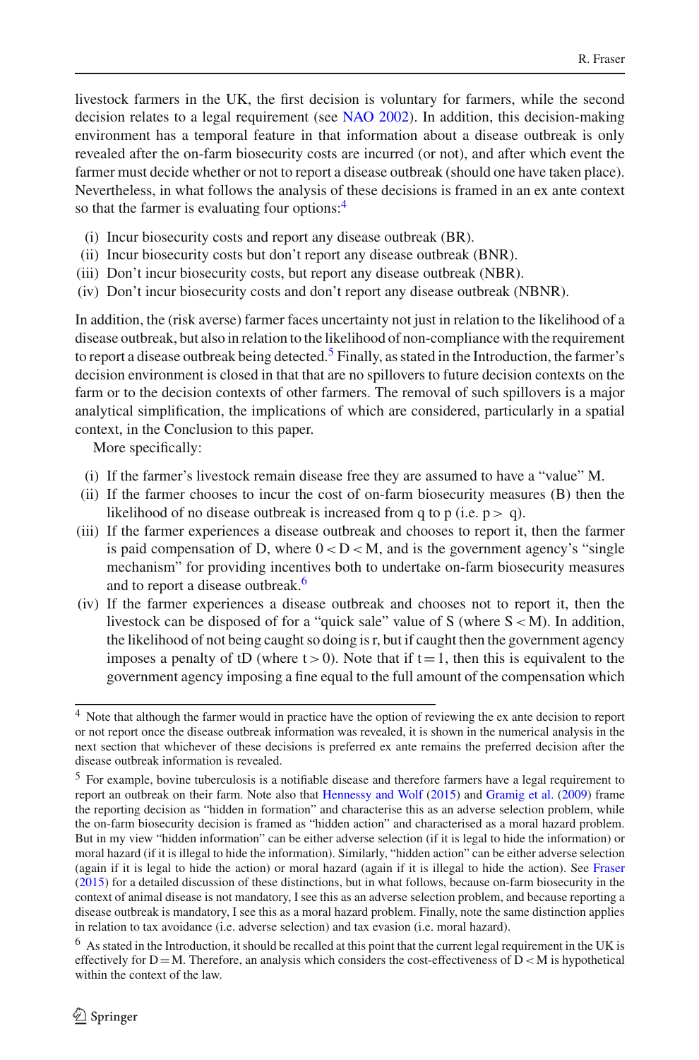livestock farmers in the UK, the first decision is voluntary for farmers, while the second decision relates to a legal requirement (see NAO 2002). In addition, this decision-making environment has a temporal feature in that information about a disease outbreak is only revealed after the on-farm biosecurity costs are incurred (or not), and after which event the farmer must decide whether or not to report a disease outbreak (should one have taken place). Nevertheless, in what follows the analysis of these decisions is framed in an ex ante context so that the farmer is evaluating four options:[4]

- (i) Incur biosecurity costs and report any disease outbreak (BR).
- (ii) Incur biosecurity costs but don't report any disease outbreak (BNR).
- (iii) Don't incur biosecurity costs, but report any disease outbreak (NBR).
- (iv) Don't incur biosecurity costs and don't report any disease outbreak (NBNR).

In addition, the (risk averse) farmer faces uncertainty not just in relation to the likelihood of a disease outbreak, but also in relation to the likelihood of non-compliance with the requirement to report a disease outbreak being detected.[5] Finally, as stated in the Introduction, the farmer's decision environment is closed in that that are no spillovers to future decision contexts on the farm or to the decision contexts of other farmers. The removal of such spillovers is a major analytical simplification, the implications of which are considered, particularly in a spatial context, in the Conclusion to this paper.

More specifically:

- (i) If the farmer's livestock remain disease free they are assumed to have a "value" M.
- (ii) If the farmer chooses to incur the cost of on-farm biosecurity measures (B) then the likelihood of no disease outbreak is increased from q to p (i.e. $p > q$).
- (iii) If the farmer experiences a disease outbreak and chooses to report it, then the farmer is paid compensation of D, where $0 < D < M$, and is the government agency's "single mechanism" for providing incentives both to undertake on-farm biosecurity measures and to report a disease outbreak.[6]
- (iv) If the farmer experiences a disease outbreak and chooses not to report it, then the livestock can be disposed of for a "quick sale" value of S (where $S < M$). In addition, the likelihood of not being caught so doing is r, but if caught then the government agency imposes a penalty of tD (where $t > 0$). Note that if $t = 1$, then this is equivalent to the government agency imposing a fine equal to the full amount of the compensation which

---

[4] Note that although the farmer would in practice have the option of reviewing the ex ante decision to report or not report once the disease outbreak information was revealed, it is shown in the numerical analysis in the next section that whichever of these decisions is preferred ex ante remains the preferred decision after the disease outbreak information is revealed.

[5] For example, bovine tuberculosis is a notifiable disease and therefore farmers have a legal requirement to report an outbreak on their farm. Note also that Hennessy and Wolf (2015) and Gramig et al. (2009) frame the reporting decision as "hidden in formation" and characterise this as an adverse selection problem, while the on-farm biosecurity decision is framed as "hidden action" and characterised as a moral hazard problem. But in my view "hidden information" can be either adverse selection (if it is legal to hide the information) or moral hazard (if it is illegal to hide the information). Similarly, "hidden action" can be either adverse selection (again if it is legal to hide the action) or moral hazard (again if it is illegal to hide the action). See Fraser (2015) for a detailed discussion of these distinctions, but in what follows, because on-farm biosecurity in the context of animal disease is not mandatory, I see this as an adverse selection problem, and because reporting a disease outbreak is mandatory, I see this as a moral hazard problem. Finally, note the same distinction applies in relation to tax avoidance (i.e. adverse selection) and tax evasion (i.e. moral hazard).

[6] As stated in the Introduction, it should be recalled at this point that the current legal requirement in the UK is effectively for $D = M$. Therefore, an analysis which considers the cost-effectiveness of $D < M$ is hypothetical within the context of the law.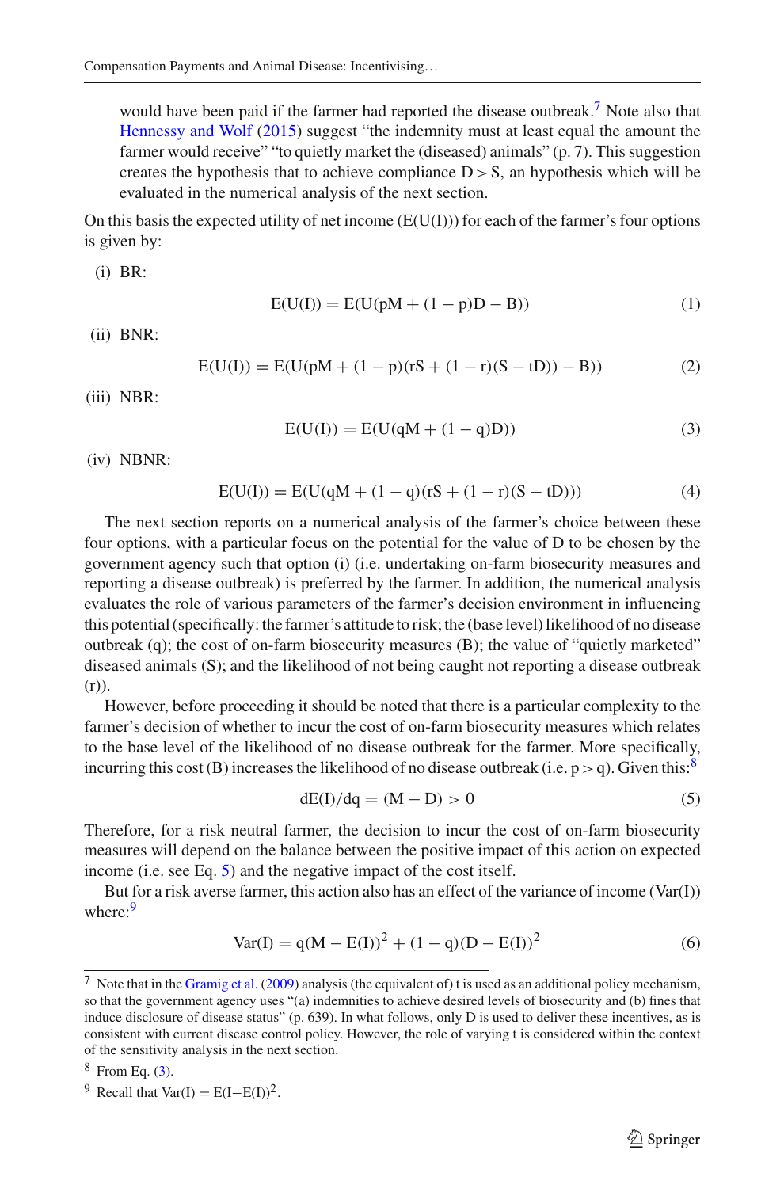would have been paid if the farmer had reported the disease outbreak.[7] Note also that Hennessy and Wolf (2015) suggest "the indemnity must at least equal the amount the farmer would receive" "to quietly market the (diseased) animals" (p. 7). This suggestion creates the hypothesis that to achieve compliance $D > S$, an hypothesis which will be evaluated in the numerical analysis of the next section.

On this basis the expected utility of net income (E(U(I))) for each of the farmer's four options is given by:

(i) BR:

$$E(U(I)) = E(U(pM + (1 - p)D - B)) \tag{1}$$

(ii) BNR:

$$E(U(I)) = E(U(pM + (1 - p)(rS + (1 - r)(S - tD)) - B)) \tag{2}$$

(iii) NBR:

$$E(U(I)) = E(U(qM + (1 - q)D)) \tag{3}$$

(iv) NBNR:

$$E(U(I)) = E(U(qM + (1 - q)(rS + (1 - r)(S - tD))) \tag{4}$$

The next section reports on a numerical analysis of the farmer's choice between these four options, with a particular focus on the potential for the value of D to be chosen by the government agency such that option (i) (i.e. undertaking on-farm biosecurity measures and reporting a disease outbreak) is preferred by the farmer. In addition, the numerical analysis evaluates the role of various parameters of the farmer's decision environment in influencing this potential (specifically: the farmer's attitude to risk; the (base level) likelihood of no disease outbreak (q); the cost of on-farm biosecurity measures (B); the value of "quietly marketed" diseased animals (S); and the likelihood of not being caught not reporting a disease outbreak (r)).

However, before proceeding it should be noted that there is a particular complexity to the farmer's decision of whether to incur the cost of on-farm biosecurity measures which relates to the base level of the likelihood of no disease outbreak for the farmer. More specifically, incurring this cost (B) increases the likelihood of no disease outbreak (i.e. $p > q$). Given this:[8]

$$dE(I)/dq = (M - D) > 0 \tag{5}$$

Therefore, for a risk neutral farmer, the decision to incur the cost of on-farm biosecurity measures will depend on the balance between the positive impact of this action on expected income (i.e. see Eq. 5) and the negative impact of the cost itself.

But for a risk averse farmer, this action also has an effect of the variance of income (Var(I)) where:[9]

$$\text{Var}(I) = q(M - E(I))^2 + (1 - q)(D - E(I))^2 \tag{6}$$

---

[7] Note that in the Gramig et al. (2009) analysis (the equivalent of) t is used as an additional policy mechanism, so that the government agency uses "(a) indemnities to achieve desired levels of biosecurity and (b) fines that induce disclosure of disease status" (p. 639). In what follows, only D is used to deliver these incentives, as is consistent with current disease control policy. However, the role of varying t is considered within the context of the sensitivity analysis in the next section.

[8] From Eq. (3).

[9] Recall that $\text{Var}(I) = E(I - E(I))^2$.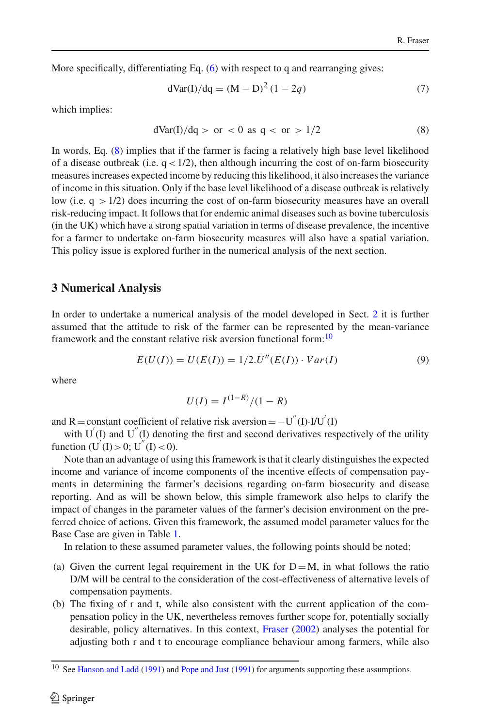More specifically, differentiating Eq. (6) with respect to q and rearranging gives:

$$\mathrm{dVar(I)/dq} = (\mathrm{M} - \mathrm{D})^2\,(1 - 2q) \tag{7}$$

which implies:

$$\mathrm{dVar(I)/dq} > \text{ or } < 0 \text{ as } \mathrm{q} < \text{ or } > 1/2 \tag{8}$$

In words, Eq. (8) implies that if the farmer is facing a relatively high base level likelihood of a disease outbreak (i.e. $q < 1/2$), then although incurring the cost of on-farm biosecurity measures increases expected income by reducing this likelihood, it also increases the variance of income in this situation. Only if the base level likelihood of a disease outbreak is relatively low (i.e. $q > 1/2$) does incurring the cost of on-farm biosecurity measures have an overall risk-reducing impact. It follows that for endemic animal diseases such as bovine tuberculosis (in the UK) which have a strong spatial variation in terms of disease prevalence, the incentive for a farmer to undertake on-farm biosecurity measures will also have a spatial variation. This policy issue is explored further in the numerical analysis of the next section.

## 3 Numerical Analysis

In order to undertake a numerical analysis of the model developed in Sect. 2 it is further assumed that the attitude to risk of the farmer can be represented by the mean-variance framework and the constant relative risk aversion functional form:[10]

$$E(U(I)) = U(E(I)) = 1/2.U''(E(I)) \cdot Var(I) \tag{9}$$

where

$$U(I) = I^{(1-R)}/(1-R)$$

and R = constant coefficient of relative risk aversion = $-\mathrm{U}''(\mathrm{I})\cdot\mathrm{I}/\mathrm{U}'(\mathrm{I})$

with $\mathrm{U}'(\mathrm{I})$ and $\mathrm{U}''(\mathrm{I})$ denoting the first and second derivatives respectively of the utility function ($\mathrm{U}'(\mathrm{I}) > 0$; $\mathrm{U}''(\mathrm{I}) < 0$).

Note than an advantage of using this framework is that it clearly distinguishes the expected income and variance of income components of the incentive effects of compensation payments in determining the farmer's decisions regarding on-farm biosecurity and disease reporting. And as will be shown below, this simple framework also helps to clarify the impact of changes in the parameter values of the farmer's decision environment on the preferred choice of actions. Given this framework, the assumed model parameter values for the Base Case are given in Table 1.

In relation to these assumed parameter values, the following points should be noted;

(a) Given the current legal requirement in the UK for D = M, in what follows the ratio D/M will be central to the consideration of the cost-effectiveness of alternative levels of compensation payments.
(b) The fixing of r and t, while also consistent with the current application of the compensation policy in the UK, nevertheless removes further scope for, potentially socially desirable, policy alternatives. In this context, Fraser (2002) analyses the potential for adjusting both r and t to encourage compliance behaviour among farmers, while also

[10] See Hanson and Ladd (1991) and Pope and Just (1991) for arguments supporting these assumptions.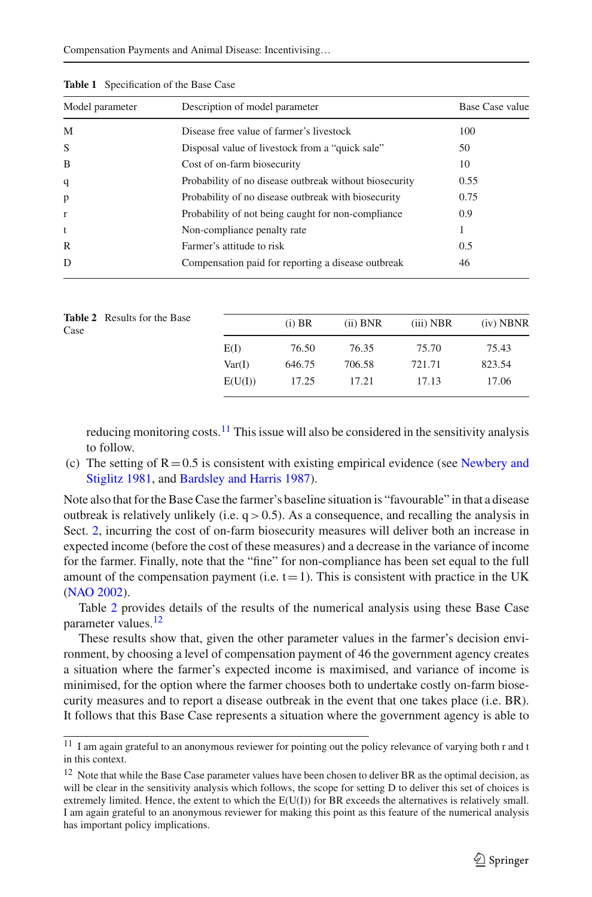**Table 1** Specification of the Base Case

| Model parameter | Description of model parameter | Base Case value |
|---|---|---|
| M | Disease free value of farmer's livestock | 100 |
| S | Disposal value of livestock from a "quick sale" | 50 |
| B | Cost of on-farm biosecurity | 10 |
| q | Probability of no disease outbreak without biosecurity | 0.55 |
| p | Probability of no disease outbreak with biosecurity | 0.75 |
| r | Probability of not being caught for non-compliance | 0.9 |
| t | Non-compliance penalty rate | 1 |
| R | Farmer's attitude to risk | 0.5 |
| D | Compensation paid for reporting a disease outbreak | 46 |

**Table 2** Results for the Base Case

| | (i) BR | (ii) BNR | (iii) NBR | (iv) NBNR |
|---|---|---|---|---|
| E(I) | 76.50 | 76.35 | 75.70 | 75.43 |
| Var(I) | 646.75 | 706.58 | 721.71 | 823.54 |
| E(U(I)) | 17.25 | 17.21 | 17.13 | 17.06 |

reducing monitoring costs.[11] This issue will also be considered in the sensitivity analysis to follow.

(c) The setting of $R = 0.5$ is consistent with existing empirical evidence (see Newbery and Stiglitz 1981, and Bardsley and Harris 1987).

Note also that for the Base Case the farmer's baseline situation is "favourable" in that a disease outbreak is relatively unlikely (i.e. $q > 0.5$). As a consequence, and recalling the analysis in Sect. 2, incurring the cost of on-farm biosecurity measures will deliver both an increase in expected income (before the cost of these measures) and a decrease in the variance of income for the farmer. Finally, note that the "fine" for non-compliance has been set equal to the full amount of the compensation payment (i.e. $t = 1$). This is consistent with practice in the UK (NAO 2002).

Table 2 provides details of the results of the numerical analysis using these Base Case parameter values.[12]

These results show that, given the other parameter values in the farmer's decision environment, by choosing a level of compensation payment of 46 the government agency creates a situation where the farmer's expected income is maximised, and variance of income is minimised, for the option where the farmer chooses both to undertake costly on-farm biosecurity measures and to report a disease outbreak in the event that one takes place (i.e. BR). It follows that this Base Case represents a situation where the government agency is able to

---

[11] I am again grateful to an anonymous reviewer for pointing out the policy relevance of varying both r and t in this context.

[12] Note that while the Base Case parameter values have been chosen to deliver BR as the optimal decision, as will be clear in the sensitivity analysis which follows, the scope for setting D to deliver this set of choices is extremely limited. Hence, the extent to which the E(U(I)) for BR exceeds the alternatives is relatively small. I am again grateful to an anonymous reviewer for making this point as this feature of the numerical analysis has important policy implications.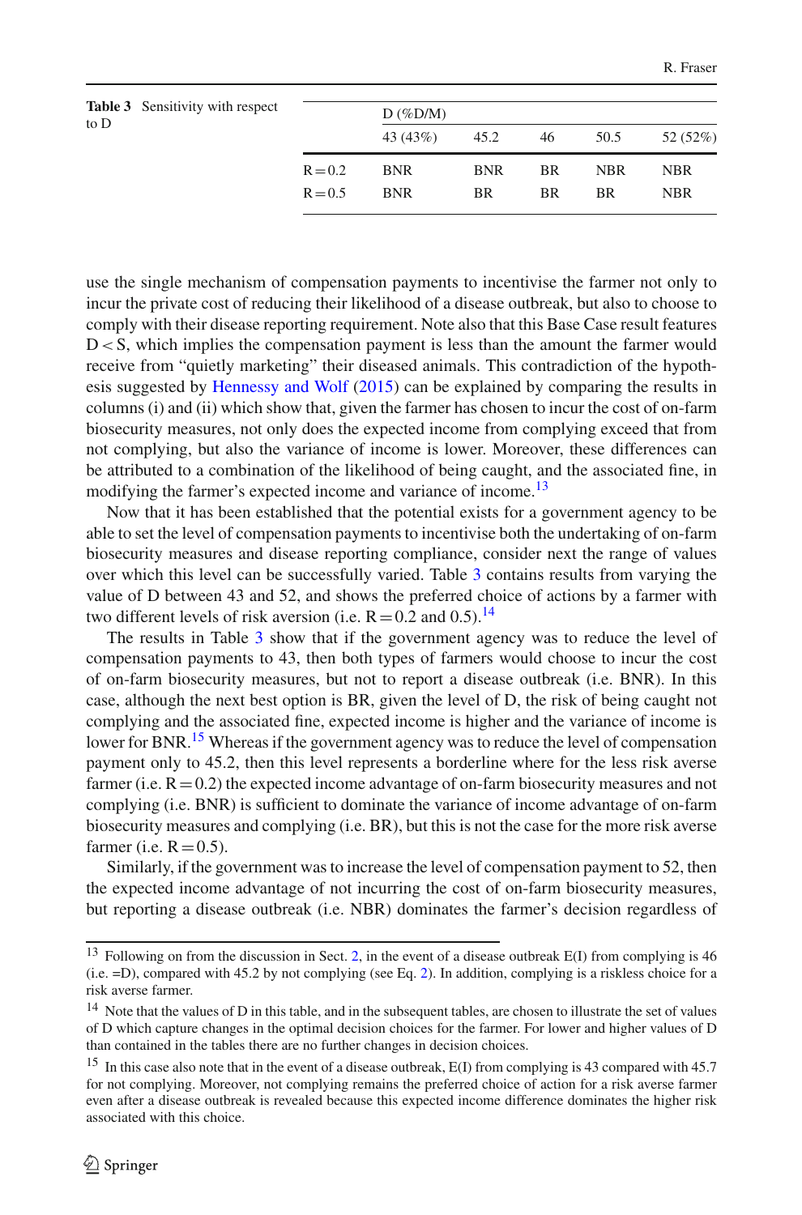**Table 3** Sensitivity with respect to D

| | D (%D/M) | | | | |
|---|---|---|---|---|---|
| | 43 (43%) | 45.2 | 46 | 50.5 | 52 (52%) |
| R = 0.2 | BNR | BNR | BR | NBR | NBR |
| R = 0.5 | BNR | BR | BR | BR | NBR |

use the single mechanism of compensation payments to incentivise the farmer not only to incur the private cost of reducing their likelihood of a disease outbreak, but also to choose to comply with their disease reporting requirement. Note also that this Base Case result features D < S, which implies the compensation payment is less than the amount the farmer would receive from "quietly marketing" their diseased animals. This contradiction of the hypothesis suggested by Hennessy and Wolf (2015) can be explained by comparing the results in columns (i) and (ii) which show that, given the farmer has chosen to incur the cost of on-farm biosecurity measures, not only does the expected income from complying exceed that from not complying, but also the variance of income is lower. Moreover, these differences can be attributed to a combination of the likelihood of being caught, and the associated fine, in modifying the farmer's expected income and variance of income.[13]

Now that it has been established that the potential exists for a government agency to be able to set the level of compensation payments to incentivise both the undertaking of on-farm biosecurity measures and disease reporting compliance, consider next the range of values over which this level can be successfully varied. Table 3 contains results from varying the value of D between 43 and 52, and shows the preferred choice of actions by a farmer with two different levels of risk aversion (i.e. R = 0.2 and 0.5).[14]

The results in Table 3 show that if the government agency was to reduce the level of compensation payments to 43, then both types of farmers would choose to incur the cost of on-farm biosecurity measures, but not to report a disease outbreak (i.e. BNR). In this case, although the next best option is BR, given the level of D, the risk of being caught not complying and the associated fine, expected income is higher and the variance of income is lower for BNR.[15] Whereas if the government agency was to reduce the level of compensation payment only to 45.2, then this level represents a borderline where for the less risk averse farmer (i.e. R = 0.2) the expected income advantage of on-farm biosecurity measures and not complying (i.e. BNR) is sufficient to dominate the variance of income advantage of on-farm biosecurity measures and complying (i.e. BR), but this is not the case for the more risk averse farmer (i.e. R = 0.5).

Similarly, if the government was to increase the level of compensation payment to 52, then the expected income advantage of not incurring the cost of on-farm biosecurity measures, but reporting a disease outbreak (i.e. NBR) dominates the farmer's decision regardless of

---

[13] Following on from the discussion in Sect. 2, in the event of a disease outbreak E(I) from complying is 46 (i.e. =D), compared with 45.2 by not complying (see Eq. 2). In addition, complying is a riskless choice for a risk averse farmer.

[14] Note that the values of D in this table, and in the subsequent tables, are chosen to illustrate the set of values of D which capture changes in the optimal decision choices for the farmer. For lower and higher values of D than contained in the tables there are no further changes in decision choices.

[15] In this case also note that in the event of a disease outbreak, E(I) from complying is 43 compared with 45.7 for not complying. Moreover, not complying remains the preferred choice of action for a risk averse farmer even after a disease outbreak is revealed because this expected income difference dominates the higher risk associated with this choice.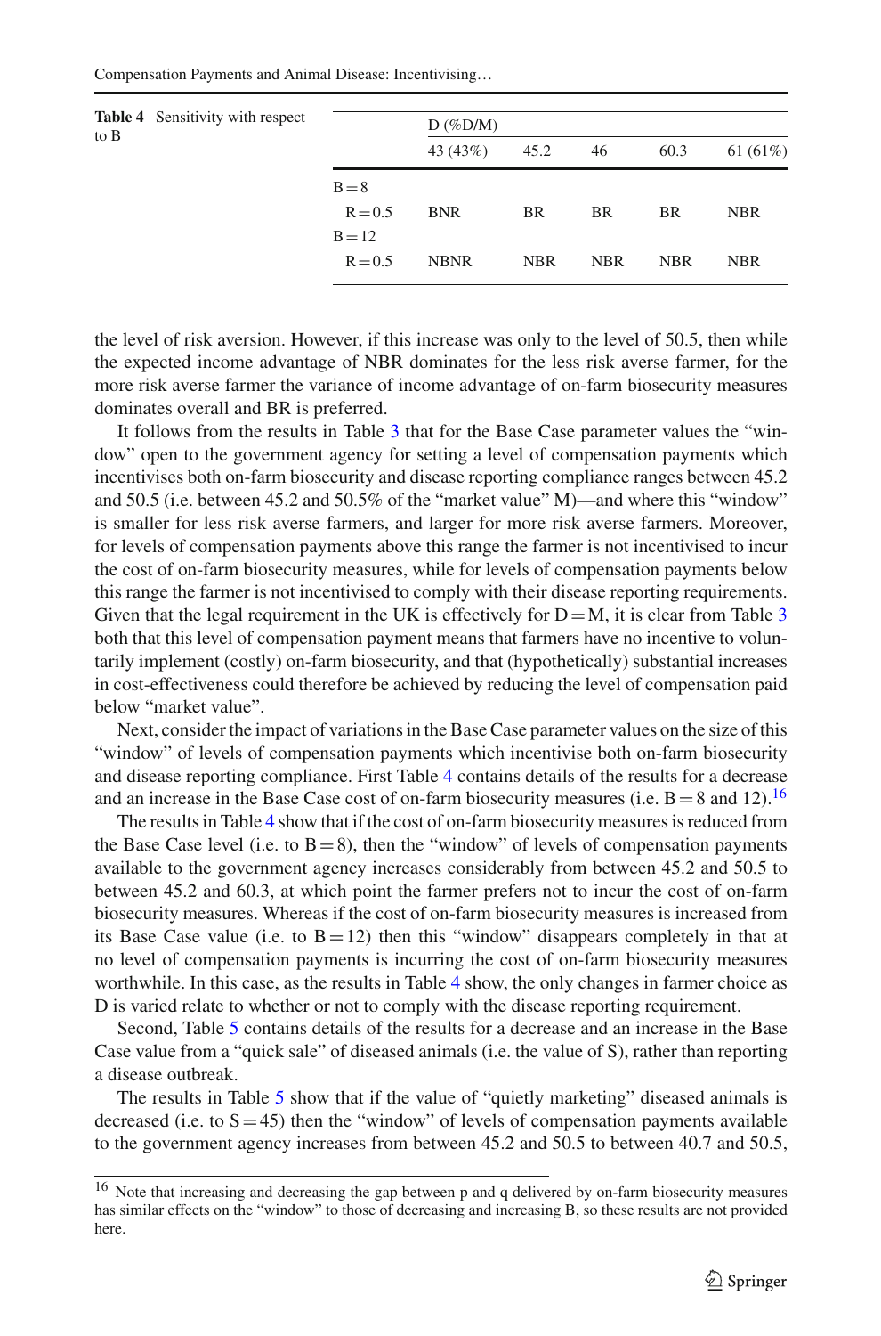**Table 4** Sensitivity with respect to B

| | D (%D/M) | | | | |
|---|---|---|---|---|---|
| | 43 (43%) | 45.2 | 46 | 60.3 | 61 (61%) |
| B = 8 | | | | | |
| R = 0.5 | BNR | BR | BR | BR | NBR |
| B = 12 | | | | | |
| R = 0.5 | NBNR | NBR | NBR | NBR | NBR |

the level of risk aversion. However, if this increase was only to the level of 50.5, then while the expected income advantage of NBR dominates for the less risk averse farmer, for the more risk averse farmer the variance of income advantage of on-farm biosecurity measures dominates overall and BR is preferred.

It follows from the results in Table 3 that for the Base Case parameter values the "window" open to the government agency for setting a level of compensation payments which incentivises both on-farm biosecurity and disease reporting compliance ranges between 45.2 and 50.5 (i.e. between 45.2 and 50.5% of the "market value" M)—and where this "window" is smaller for less risk averse farmers, and larger for more risk averse farmers. Moreover, for levels of compensation payments above this range the farmer is not incentivised to incur the cost of on-farm biosecurity measures, while for levels of compensation payments below this range the farmer is not incentivised to comply with their disease reporting requirements. Given that the legal requirement in the UK is effectively for D = M, it is clear from Table 3 both that this level of compensation payment means that farmers have no incentive to voluntarily implement (costly) on-farm biosecurity, and that (hypothetically) substantial increases in cost-effectiveness could therefore be achieved by reducing the level of compensation paid below "market value".

Next, consider the impact of variations in the Base Case parameter values on the size of this "window" of levels of compensation payments which incentivise both on-farm biosecurity and disease reporting compliance. First Table 4 contains details of the results for a decrease and an increase in the Base Case cost of on-farm biosecurity measures (i.e. B = 8 and 12).[16]

The results in Table 4 show that if the cost of on-farm biosecurity measures is reduced from the Base Case level (i.e. to B = 8), then the "window" of levels of compensation payments available to the government agency increases considerably from between 45.2 and 50.5 to between 45.2 and 60.3, at which point the farmer prefers not to incur the cost of on-farm biosecurity measures. Whereas if the cost of on-farm biosecurity measures is increased from its Base Case value (i.e. to B = 12) then this "window" disappears completely in that at no level of compensation payments is incurring the cost of on-farm biosecurity measures worthwhile. In this case, as the results in Table 4 show, the only changes in farmer choice as D is varied relate to whether or not to comply with the disease reporting requirement.

Second, Table 5 contains details of the results for a decrease and an increase in the Base Case value from a "quick sale" of diseased animals (i.e. the value of S), rather than reporting a disease outbreak.

The results in Table 5 show that if the value of "quietly marketing" diseased animals is decreased (i.e. to S = 45) then the "window" of levels of compensation payments available to the government agency increases from between 45.2 and 50.5 to between 40.7 and 50.5,

[16] Note that increasing and decreasing the gap between p and q delivered by on-farm biosecurity measures has similar effects on the "window" to those of decreasing and increasing B, so these results are not provided here.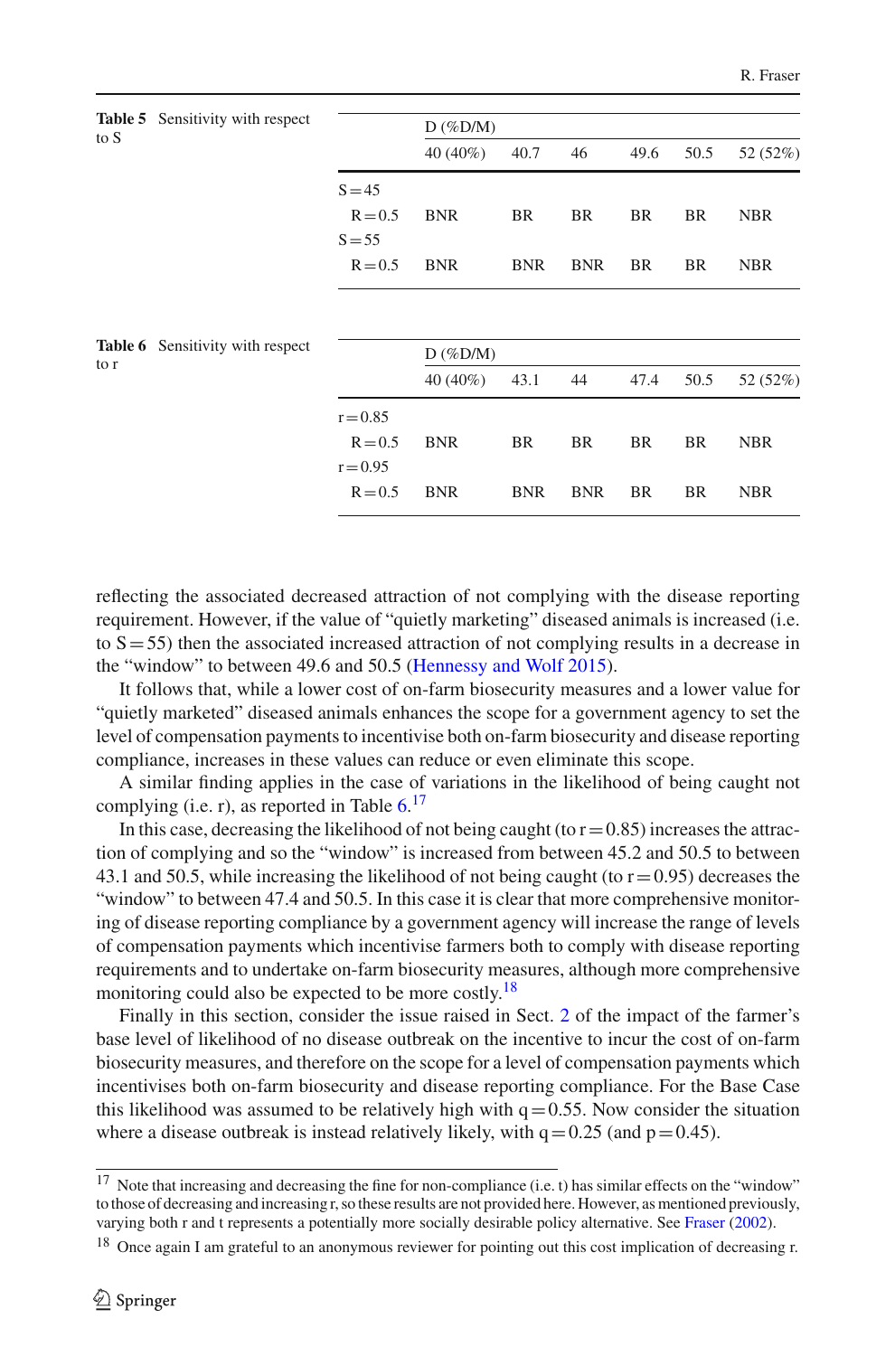**Table 5** Sensitivity with respect to S

| | D (%D/M) | | | | | |
|---|---|---|---|---|---|---|
| | 40 (40%) | 40.7 | 46 | 49.6 | 50.5 | 52 (52%) |
| S = 45 | | | | | | |
| R = 0.5 | BNR | BR | BR | BR | BR | NBR |
| S = 55 | | | | | | |
| R = 0.5 | BNR | BNR | BNR | BR | BR | NBR |

**Table 6** Sensitivity with respect to r

| | D (%D/M) | | | | | |
|---|---|---|---|---|---|---|
| | 40 (40%) | 43.1 | 44 | 47.4 | 50.5 | 52 (52%) |
| r = 0.85 | | | | | | |
| R = 0.5 | BNR | BR | BR | BR | BR | NBR |
| r = 0.95 | | | | | | |
| R = 0.5 | BNR | BNR | BNR | BR | BR | NBR |

reflecting the associated decreased attraction of not complying with the disease reporting requirement. However, if the value of "quietly marketing" diseased animals is increased (i.e. to S = 55) then the associated increased attraction of not complying results in a decrease in the "window" to between 49.6 and 50.5 (Hennessy and Wolf 2015).

It follows that, while a lower cost of on-farm biosecurity measures and a lower value for "quietly marketed" diseased animals enhances the scope for a government agency to set the level of compensation payments to incentivise both on-farm biosecurity and disease reporting compliance, increases in these values can reduce or even eliminate this scope.

A similar finding applies in the case of variations in the likelihood of being caught not complying (i.e. r), as reported in Table 6.[17]

In this case, decreasing the likelihood of not being caught (to r = 0.85) increases the attraction of complying and so the "window" is increased from between 45.2 and 50.5 to between 43.1 and 50.5, while increasing the likelihood of not being caught (to r = 0.95) decreases the "window" to between 47.4 and 50.5. In this case it is clear that more comprehensive monitoring of disease reporting compliance by a government agency will increase the range of levels of compensation payments which incentivise farmers both to comply with disease reporting requirements and to undertake on-farm biosecurity measures, although more comprehensive monitoring could also be expected to be more costly.[18]

Finally in this section, consider the issue raised in Sect. 2 of the impact of the farmer's base level of likelihood of no disease outbreak on the incentive to incur the cost of on-farm biosecurity measures, and therefore on the scope for a level of compensation payments which incentivises both on-farm biosecurity and disease reporting compliance. For the Base Case this likelihood was assumed to be relatively high with q = 0.55. Now consider the situation where a disease outbreak is instead relatively likely, with q = 0.25 (and p = 0.45).

---

[17] Note that increasing and decreasing the fine for non-compliance (i.e. t) has similar effects on the "window" to those of decreasing and increasing r, so these results are not provided here. However, as mentioned previously, varying both r and t represents a potentially more socially desirable policy alternative. See Fraser (2002).

[18] Once again I am grateful to an anonymous reviewer for pointing out this cost implication of decreasing r.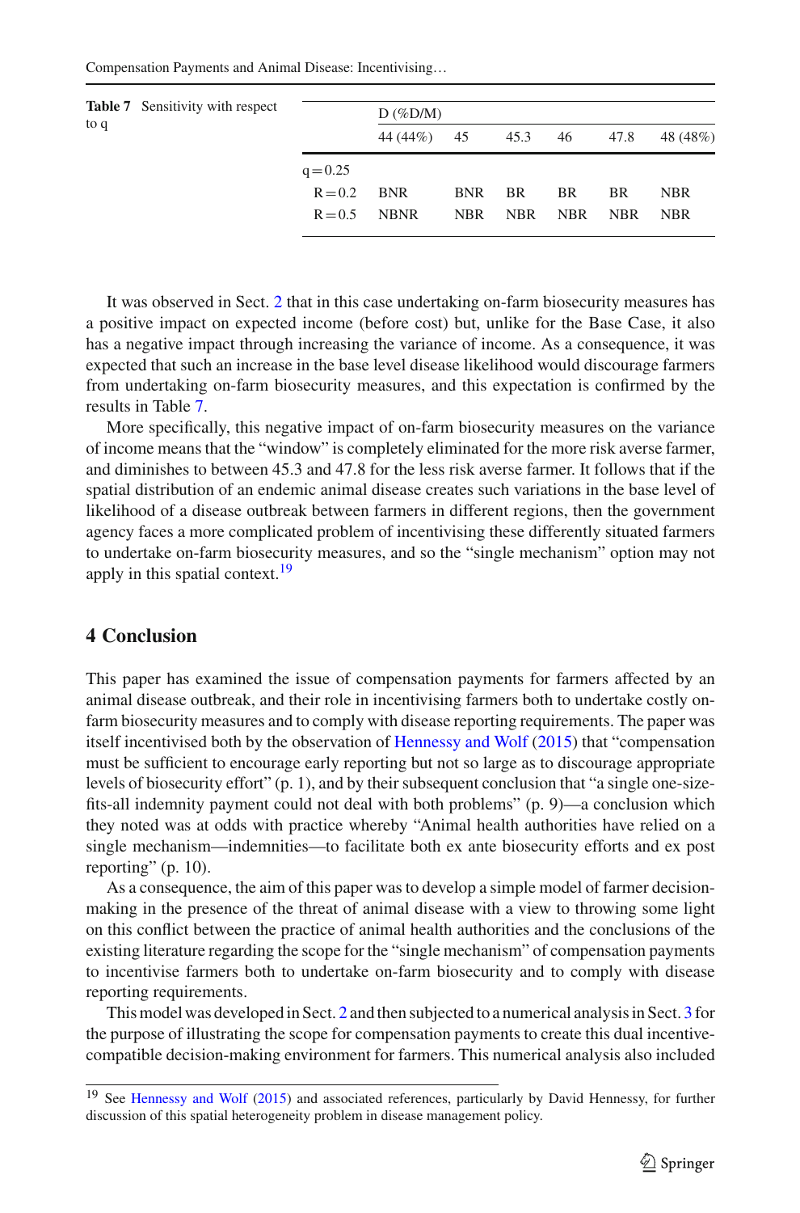**Table 7** Sensitivity with respect to q

| | D (%D/M) | | | | | |
|---|---|---|---|---|---|---|
| | 44 (44%) | 45 | 45.3 | 46 | 47.8 | 48 (48%) |
| q = 0.25 | | | | | | |
| R = 0.2 | BNR | BNR | BR | BR | BR | NBR |
| R = 0.5 | NBNR | NBR | NBR | NBR | NBR | NBR |

It was observed in Sect. 2 that in this case undertaking on-farm biosecurity measures has a positive impact on expected income (before cost) but, unlike for the Base Case, it also has a negative impact through increasing the variance of income. As a consequence, it was expected that such an increase in the base level disease likelihood would discourage farmers from undertaking on-farm biosecurity measures, and this expectation is confirmed by the results in Table 7.

More specifically, this negative impact of on-farm biosecurity measures on the variance of income means that the "window" is completely eliminated for the more risk averse farmer, and diminishes to between 45.3 and 47.8 for the less risk averse farmer. It follows that if the spatial distribution of an endemic animal disease creates such variations in the base level of likelihood of a disease outbreak between farmers in different regions, then the government agency faces a more complicated problem of incentivising these differently situated farmers to undertake on-farm biosecurity measures, and so the "single mechanism" option may not apply in this spatial context.[19]

## 4 Conclusion

This paper has examined the issue of compensation payments for farmers affected by an animal disease outbreak, and their role in incentivising farmers both to undertake costly on-farm biosecurity measures and to comply with disease reporting requirements. The paper was itself incentivised both by the observation of Hennessy and Wolf (2015) that "compensation must be sufficient to encourage early reporting but not so large as to discourage appropriate levels of biosecurity effort" (p. 1), and by their subsequent conclusion that "a single one-size-fits-all indemnity payment could not deal with both problems" (p. 9)—a conclusion which they noted was at odds with practice whereby "Animal health authorities have relied on a single mechanism—indemnities—to facilitate both ex ante biosecurity efforts and ex post reporting" (p. 10).

As a consequence, the aim of this paper was to develop a simple model of farmer decision-making in the presence of the threat of animal disease with a view to throwing some light on this conflict between the practice of animal health authorities and the conclusions of the existing literature regarding the scope for the "single mechanism" of compensation payments to incentivise farmers both to undertake on-farm biosecurity and to comply with disease reporting requirements.

This model was developed in Sect. 2 and then subjected to a numerical analysis in Sect. 3 for the purpose of illustrating the scope for compensation payments to create this dual incentive-compatible decision-making environment for farmers. This numerical analysis also included

[19] See Hennessy and Wolf (2015) and associated references, particularly by David Hennessy, for further discussion of this spatial heterogeneity problem in disease management policy.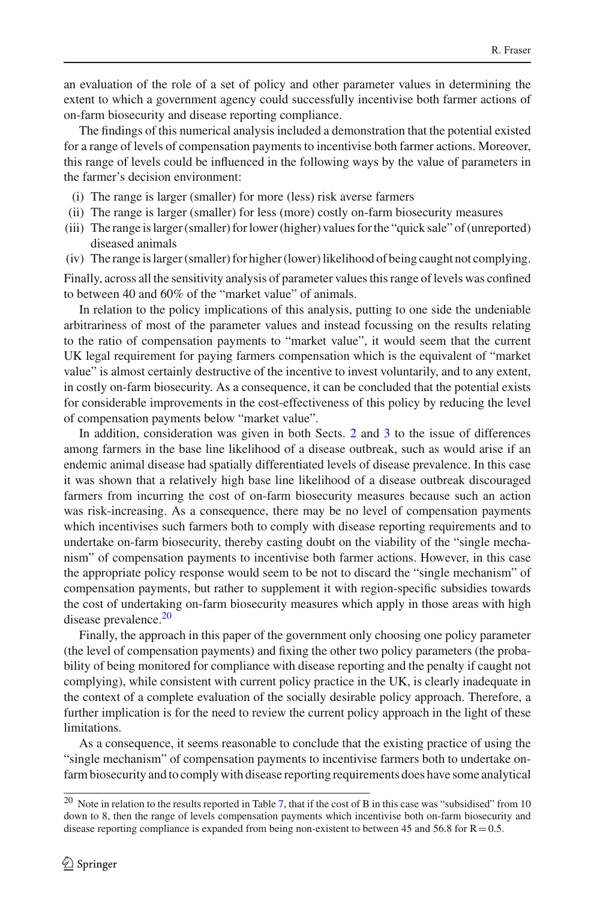an evaluation of the role of a set of policy and other parameter values in determining the extent to which a government agency could successfully incentivise both farmer actions of on-farm biosecurity and disease reporting compliance.

The findings of this numerical analysis included a demonstration that the potential existed for a range of levels of compensation payments to incentivise both farmer actions. Moreover, this range of levels could be influenced in the following ways by the value of parameters in the farmer's decision environment:

- (i) The range is larger (smaller) for more (less) risk averse farmers
- (ii) The range is larger (smaller) for less (more) costly on-farm biosecurity measures
- (iii) The range is larger (smaller) for lower (higher) values for the "quick sale" of (unreported) diseased animals
- (iv) The range is larger (smaller) for higher (lower) likelihood of being caught not complying.

Finally, across all the sensitivity analysis of parameter values this range of levels was confined to between 40 and 60% of the "market value" of animals.

In relation to the policy implications of this analysis, putting to one side the undeniable arbitrariness of most of the parameter values and instead focussing on the results relating to the ratio of compensation payments to "market value", it would seem that the current UK legal requirement for paying farmers compensation which is the equivalent of "market value" is almost certainly destructive of the incentive to invest voluntarily, and to any extent, in costly on-farm biosecurity. As a consequence, it can be concluded that the potential exists for considerable improvements in the cost-effectiveness of this policy by reducing the level of compensation payments below "market value".

In addition, consideration was given in both Sects. 2 and 3 to the issue of differences among farmers in the base line likelihood of a disease outbreak, such as would arise if an endemic animal disease had spatially differentiated levels of disease prevalence. In this case it was shown that a relatively high base line likelihood of a disease outbreak discouraged farmers from incurring the cost of on-farm biosecurity measures because such an action was risk-increasing. As a consequence, there may be no level of compensation payments which incentivises such farmers both to comply with disease reporting requirements and to undertake on-farm biosecurity, thereby casting doubt on the viability of the "single mechanism" of compensation payments to incentivise both farmer actions. However, in this case the appropriate policy response would seem to be not to discard the "single mechanism" of compensation payments, but rather to supplement it with region-specific subsidies towards the cost of undertaking on-farm biosecurity measures which apply in those areas with high disease prevalence.[20]

Finally, the approach in this paper of the government only choosing one policy parameter (the level of compensation payments) and fixing the other two policy parameters (the probability of being monitored for compliance with disease reporting and the penalty if caught not complying), while consistent with current policy practice in the UK, is clearly inadequate in the context of a complete evaluation of the socially desirable policy approach. Therefore, a further implication is for the need to review the current policy approach in the light of these limitations.

As a consequence, it seems reasonable to conclude that the existing practice of using the "single mechanism" of compensation payments to incentivise farmers both to undertake on-farm biosecurity and to comply with disease reporting requirements does have some analytical

[20] Note in relation to the results reported in Table 7, that if the cost of B in this case was "subsidised" from 10 down to 8, then the range of levels compensation payments which incentivise both on-farm biosecurity and disease reporting compliance is expanded from being non-existent to between 45 and 56.8 for $R = 0.5$.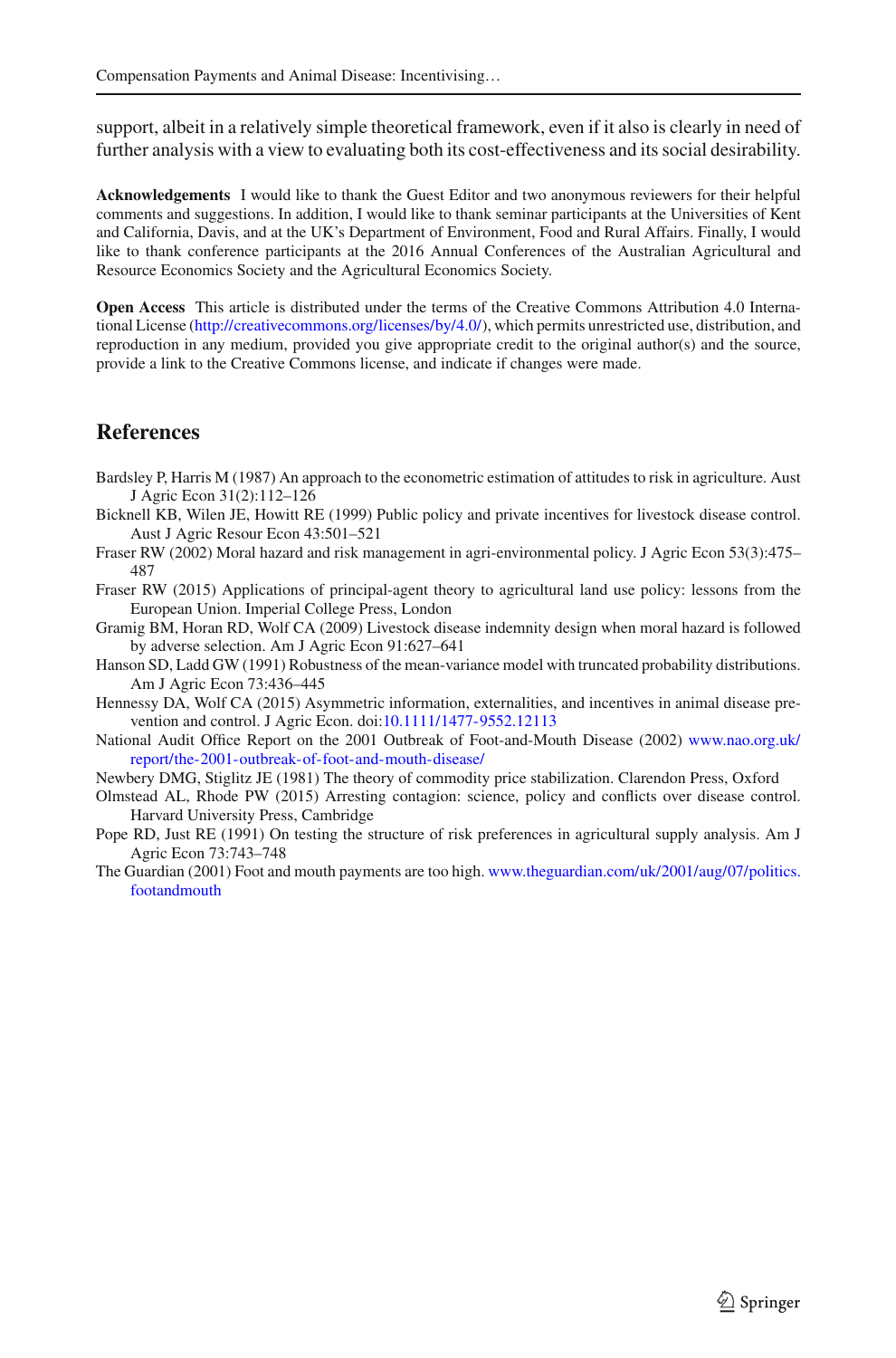support, albeit in a relatively simple theoretical framework, even if it also is clearly in need of further analysis with a view to evaluating both its cost-effectiveness and its social desirability.

**Acknowledgements** I would like to thank the Guest Editor and two anonymous reviewers for their helpful comments and suggestions. In addition, I would like to thank seminar participants at the Universities of Kent and California, Davis, and at the UK's Department of Environment, Food and Rural Affairs. Finally, I would like to thank conference participants at the 2016 Annual Conferences of the Australian Agricultural and Resource Economics Society and the Agricultural Economics Society.

**Open Access** This article is distributed under the terms of the Creative Commons Attribution 4.0 International License (http://creativecommons.org/licenses/by/4.0/), which permits unrestricted use, distribution, and reproduction in any medium, provided you give appropriate credit to the original author(s) and the source, provide a link to the Creative Commons license, and indicate if changes were made.

## References

Bardsley P, Harris M (1987) An approach to the econometric estimation of attitudes to risk in agriculture. Aust J Agric Econ 31(2):112–126

Bicknell KB, Wilen JE, Howitt RE (1999) Public policy and private incentives for livestock disease control. Aust J Agric Resour Econ 43:501–521

Fraser RW (2002) Moral hazard and risk management in agri-environmental policy. J Agric Econ 53(3):475–487

Fraser RW (2015) Applications of principal-agent theory to agricultural land use policy: lessons from the European Union. Imperial College Press, London

Gramig BM, Horan RD, Wolf CA (2009) Livestock disease indemnity design when moral hazard is followed by adverse selection. Am J Agric Econ 91:627–641

Hanson SD, Ladd GW (1991) Robustness of the mean-variance model with truncated probability distributions. Am J Agric Econ 73:436–445

Hennessy DA, Wolf CA (2015) Asymmetric information, externalities, and incentives in animal disease prevention and control. J Agric Econ. doi:10.1111/1477-9552.12113

National Audit Office Report on the 2001 Outbreak of Foot-and-Mouth Disease (2002) www.nao.org.uk/report/the-2001-outbreak-of-foot-and-mouth-disease/

Newbery DMG, Stiglitz JE (1981) The theory of commodity price stabilization. Clarendon Press, Oxford

Olmstead AL, Rhode PW (2015) Arresting contagion: science, policy and conflicts over disease control. Harvard University Press, Cambridge

Pope RD, Just RE (1991) On testing the structure of risk preferences in agricultural supply analysis. Am J Agric Econ 73:743–748

The Guardian (2001) Foot and mouth payments are too high. www.theguardian.com/uk/2001/aug/07/politics.footandmouth